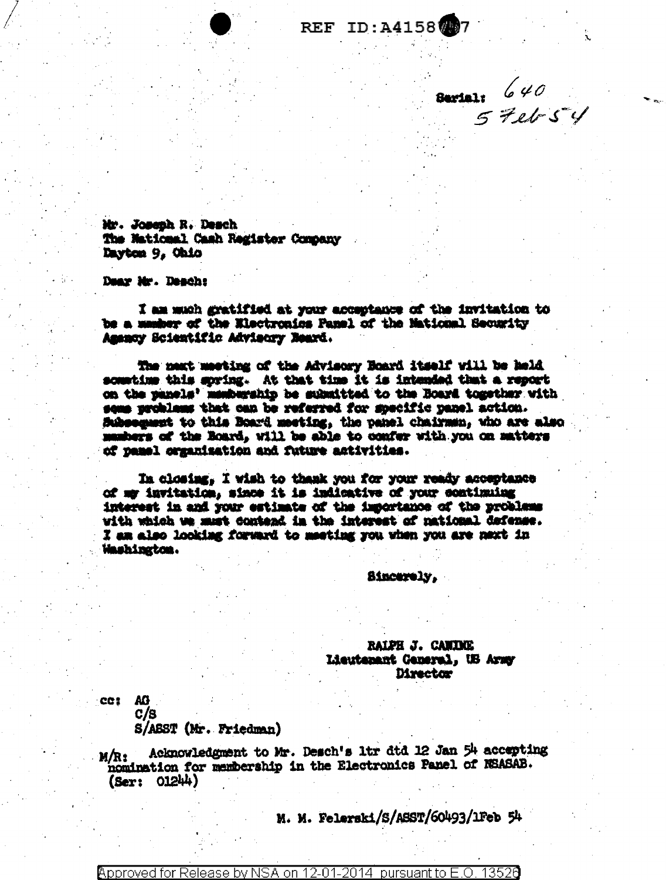REF ID:A4158??7

Serial: 640
5 Feb 54

Mr. Joseph R. Desch
The National Cash Register Company
Dayton 9, Ohio

Dear Mr. Desch:

I am much gratified at your acceptance of the invitation to be a member of the Electronics Panel of the National Security Agency Scientific Advisory Board.

The next meeting of the Advisory Board itself will be held sometime this spring. At that time it is intended that a report on the panels' membership be submitted to the Board together with some problems that can be referred for specific panel action. Subsequent to this Board meeting, the panel chairmen, who are also members of the Board, will be able to confer with you on matters of panel organization and future activities.

In closing, I wish to thank you for your ready acceptance of my invitation, since it is indicative of your continuing interest in and your estimate of the importance of the problems with which we must contend in the interest of national defense. I am also looking forward to meeting you when you are next in Washington.

Sincerely,

RALPH J. CANINE
Lieutenant General, US Army
Director

cc: AG
C/S
S/ASST (Mr. Friedman)

M/R: Acknowledgment to Mr. Desch's ltr dtd 12 Jan 54 accepting nomination for membership in the Electronics Panel of NSASAB. (Ser: 01244)

M. M. Felerski/S/ASST/60493/1Feb 54

Approved for Release by NSA on 12-01-2014 pursuant to E.O. 13526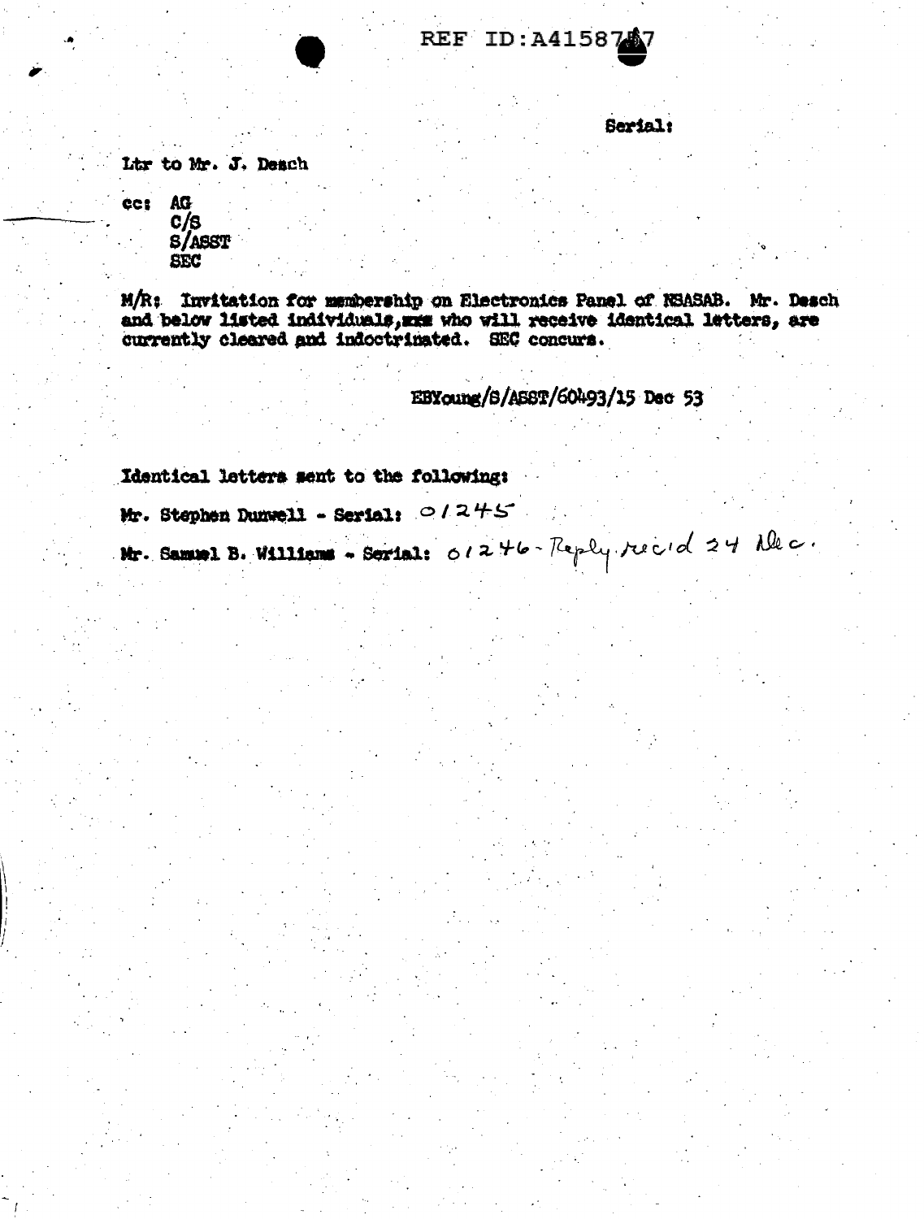REF ID:A4158747

Serial:

Ltr to Mr. J. Desch

cc: AG
C/S
S/ASST
SEC

M/R: Invitation for membership on Electronics Panel of NSASAB. Mr. Desch and below listed individuals,xxx who will receive identical letters, are currently cleared and indoctrinated. SEC concurs.

EBYoung/S/ASST/60493/15 Dec 53

Identical letters sent to the following:

Mr. Stephen Dunwell - Serial: 01245

Mr. Samuel B. Williams - Serial: 01246 - Reply rec'd 24 Dec.